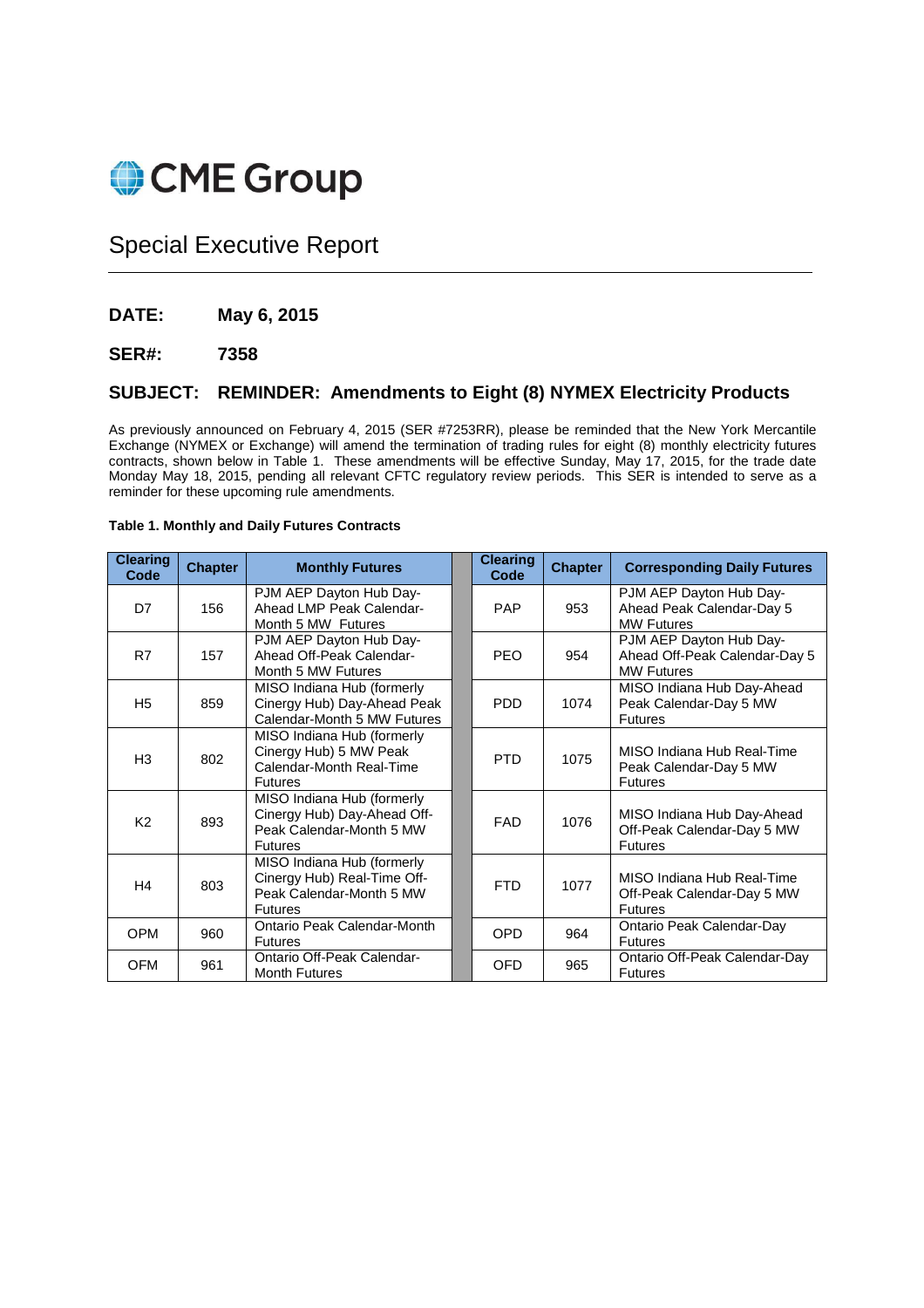CME Group

# Special Executive Report

**DATE:** **May 6, 2015**

**SER#:** **7358**

**SUBJECT:** **REMINDER: Amendments to Eight (8) NYMEX Electricity Products**

As previously announced on February 4, 2015 (SER #7253RR), please be reminded that the New York Mercantile Exchange (NYMEX or Exchange) will amend the termination of trading rules for eight (8) monthly electricity futures contracts, shown below in Table 1. These amendments will be effective Sunday, May 17, 2015, for the trade date Monday May 18, 2015, pending all relevant CFTC regulatory review periods. This SER is intended to serve as a reminder for these upcoming rule amendments.

**Table 1. Monthly and Daily Futures Contracts**

| Clearing Code | Chapter | Monthly Futures | Clearing Code | Chapter | Corresponding Daily Futures |
|---|---|---|---|---|---|
| D7 | 156 | PJM AEP Dayton Hub Day-Ahead LMP Peak Calendar-Month 5 MW Futures | PAP | 953 | PJM AEP Dayton Hub Day-Ahead Peak Calendar-Day 5 MW Futures |
| R7 | 157 | PJM AEP Dayton Hub Day-Ahead Off-Peak Calendar-Month 5 MW Futures | PEO | 954 | PJM AEP Dayton Hub Day-Ahead Off-Peak Calendar-Day 5 MW Futures |
| H5 | 859 | MISO Indiana Hub (formerly Cinergy Hub) Day-Ahead Peak Calendar-Month 5 MW Futures | PDD | 1074 | MISO Indiana Hub Day-Ahead Peak Calendar-Day 5 MW Futures |
| H3 | 802 | MISO Indiana Hub (formerly Cinergy Hub) 5 MW Peak Calendar-Month Real-Time Futures | PTD | 1075 | MISO Indiana Hub Real-Time Peak Calendar-Day 5 MW Futures |
| K2 | 893 | MISO Indiana Hub (formerly Cinergy Hub) Day-Ahead Off-Peak Calendar-Month 5 MW Futures | FAD | 1076 | MISO Indiana Hub Day-Ahead Off-Peak Calendar-Day 5 MW Futures |
| H4 | 803 | MISO Indiana Hub (formerly Cinergy Hub) Real-Time Off-Peak Calendar-Month 5 MW Futures | FTD | 1077 | MISO Indiana Hub Real-Time Off-Peak Calendar-Day 5 MW Futures |
| OPM | 960 | Ontario Peak Calendar-Month Futures | OPD | 964 | Ontario Peak Calendar-Day Futures |
| OFM | 961 | Ontario Off-Peak Calendar-Month Futures | OFD | 965 | Ontario Off-Peak Calendar-Day Futures |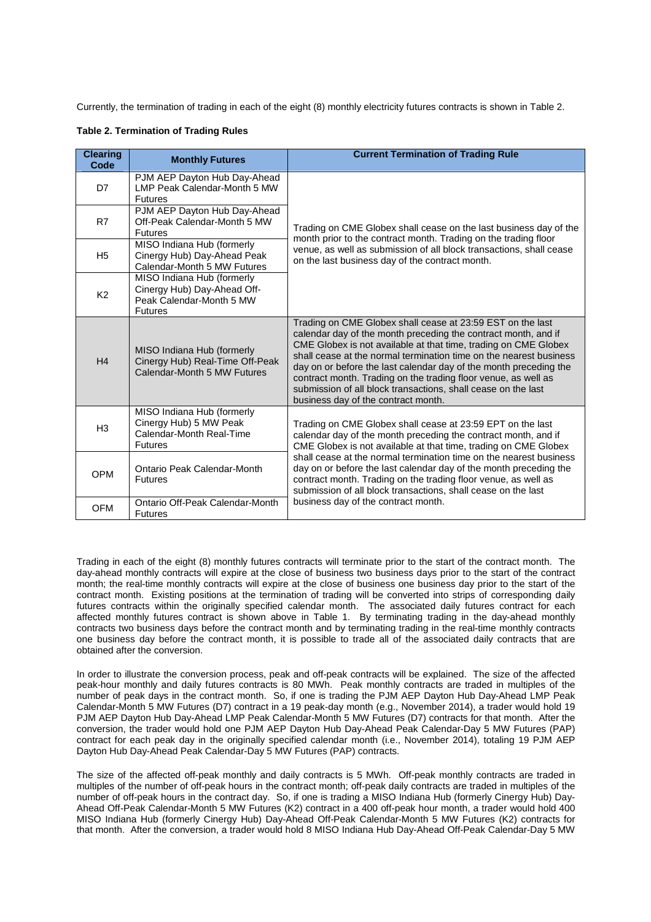Currently, the termination of trading in each of the eight (8) monthly electricity futures contracts is shown in Table 2.

**Table 2. Termination of Trading Rules**

| Clearing Code | Monthly Futures | Current Termination of Trading Rule |
|---|---|---|
| D7 | PJM AEP Dayton Hub Day-Ahead LMP Peak Calendar-Month 5 MW Futures | Trading on CME Globex shall cease on the last business day of the month prior to the contract month. Trading on the trading floor venue, as well as submission of all block transactions, shall cease on the last business day of the contract month. |
| R7 | PJM AEP Dayton Hub Day-Ahead Off-Peak Calendar-Month 5 MW Futures | |
| H5 | MISO Indiana Hub (formerly Cinergy Hub) Day-Ahead Peak Calendar-Month 5 MW Futures | |
| K2 | MISO Indiana Hub (formerly Cinergy Hub) Day-Ahead Off-Peak Calendar-Month 5 MW Futures | |
| H4 | MISO Indiana Hub (formerly Cinergy Hub) Real-Time Off-Peak Calendar-Month 5 MW Futures | Trading on CME Globex shall cease at 23:59 EST on the last calendar day of the month preceding the contract month, and if CME Globex is not available at that time, trading on CME Globex shall cease at the normal termination time on the nearest business day on or before the last calendar day of the month preceding the contract month. Trading on the trading floor venue, as well as submission of all block transactions, shall cease on the last business day of the contract month. |
| H3 | MISO Indiana Hub (formerly Cinergy Hub) 5 MW Peak Calendar-Month Real-Time Futures | Trading on CME Globex shall cease at 23:59 EPT on the last calendar day of the month preceding the contract month, and if CME Globex is not available at that time, trading on CME Globex shall cease at the normal termination time on the nearest business day on or before the last calendar day of the month preceding the contract month. Trading on the trading floor venue, as well as submission of all block transactions, shall cease on the last business day of the contract month. |
| OPM | Ontario Peak Calendar-Month Futures | |
| OFM | Ontario Off-Peak Calendar-Month Futures | |

Trading in each of the eight (8) monthly futures contracts will terminate prior to the start of the contract month. The day-ahead monthly contracts will expire at the close of business two business days prior to the start of the contract month; the real-time monthly contracts will expire at the close of business one business day prior to the start of the contract month. Existing positions at the termination of trading will be converted into strips of corresponding daily futures contracts within the originally specified calendar month. The associated daily futures contract for each affected monthly futures contract is shown above in Table 1. By terminating trading in the day-ahead monthly contracts two business days before the contract month and by terminating trading in the real-time monthly contracts one business day before the contract month, it is possible to trade all of the associated daily contracts that are obtained after the conversion.

In order to illustrate the conversion process, peak and off-peak contracts will be explained. The size of the affected peak-hour monthly and daily futures contracts is 80 MWh. Peak monthly contracts are traded in multiples of the number of peak days in the contract month. So, if one is trading the PJM AEP Dayton Hub Day-Ahead LMP Peak Calendar-Month 5 MW Futures (D7) contract in a 19 peak-day month (e.g., November 2014), a trader would hold 19 PJM AEP Dayton Hub Day-Ahead LMP Peak Calendar-Month 5 MW Futures (D7) contracts for that month. After the conversion, the trader would hold one PJM AEP Dayton Hub Day-Ahead Peak Calendar-Day 5 MW Futures (PAP) contract for each peak day in the originally specified calendar month (i.e., November 2014), totaling 19 PJM AEP Dayton Hub Day-Ahead Peak Calendar-Day 5 MW Futures (PAP) contracts.

The size of the affected off-peak monthly and daily contracts is 5 MWh. Off-peak monthly contracts are traded in multiples of the number of off-peak hours in the contract month; off-peak daily contracts are traded in multiples of the number of off-peak hours in the contract day. So, if one is trading a MISO Indiana Hub (formerly Cinergy Hub) Day-Ahead Off-Peak Calendar-Month 5 MW Futures (K2) contract in a 400 off-peak hour month, a trader would hold 400 MISO Indiana Hub (formerly Cinergy Hub) Day-Ahead Off-Peak Calendar-Month 5 MW Futures (K2) contracts for that month. After the conversion, a trader would hold 8 MISO Indiana Hub Day-Ahead Off-Peak Calendar-Day 5 MW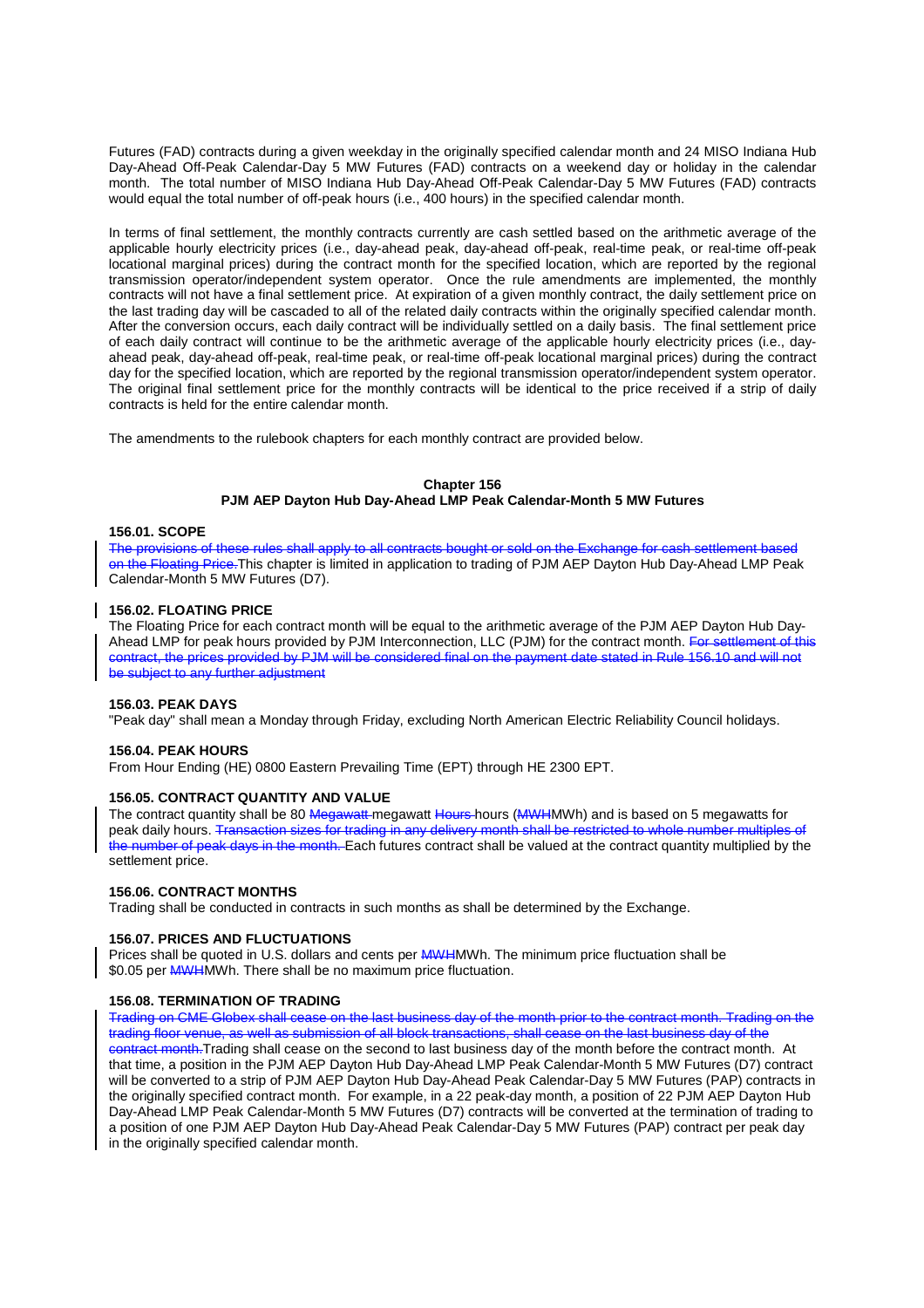Futures (FAD) contracts during a given weekday in the originally specified calendar month and 24 MISO Indiana Hub Day-Ahead Off-Peak Calendar-Day 5 MW Futures (FAD) contracts on a weekend day or holiday in the calendar month. The total number of MISO Indiana Hub Day-Ahead Off-Peak Calendar-Day 5 MW Futures (FAD) contracts would equal the total number of off-peak hours (i.e., 400 hours) in the specified calendar month.

In terms of final settlement, the monthly contracts currently are cash settled based on the arithmetic average of the applicable hourly electricity prices (i.e., day-ahead peak, day-ahead off-peak, real-time peak, or real-time off-peak locational marginal prices) during the contract month for the specified location, which are reported by the regional transmission operator/independent system operator. Once the rule amendments are implemented, the monthly contracts will not have a final settlement price. At expiration of a given monthly contract, the daily settlement price on the last trading day will be cascaded to all of the related daily contracts within the originally specified calendar month. After the conversion occurs, each daily contract will be individually settled on a daily basis. The final settlement price of each daily contract will continue to be the arithmetic average of the applicable hourly electricity prices (i.e., day-ahead peak, day-ahead off-peak, real-time peak, or real-time off-peak locational marginal prices) during the contract day for the specified location, which are reported by the regional transmission operator/independent system operator. The original final settlement price for the monthly contracts will be identical to the price received if a strip of daily contracts is held for the entire calendar month.

The amendments to the rulebook chapters for each monthly contract are provided below.

## Chapter 156
## PJM AEP Dayton Hub Day-Ahead LMP Peak Calendar-Month 5 MW Futures

### 156.01. SCOPE

~~The provisions of these rules shall apply to all contracts bought or sold on the Exchange for cash settlement based on the Floating Price.~~This chapter is limited in application to trading of PJM AEP Dayton Hub Day-Ahead LMP Peak Calendar-Month 5 MW Futures (D7).

### 156.02. FLOATING PRICE

The Floating Price for each contract month will be equal to the arithmetic average of the PJM AEP Dayton Hub Day-Ahead LMP for peak hours provided by PJM Interconnection, LLC (PJM) for the contract month. ~~For settlement of this contract, the prices provided by PJM will be considered final on the payment date stated in Rule 156.10 and will not be subject to any further adjustment~~

### 156.03. PEAK DAYS

"Peak day" shall mean a Monday through Friday, excluding North American Electric Reliability Council holidays.

### 156.04. PEAK HOURS

From Hour Ending (HE) 0800 Eastern Prevailing Time (EPT) through HE 2300 EPT.

### 156.05. CONTRACT QUANTITY AND VALUE

The contract quantity shall be 80 ~~Megawatt~~ megawatt ~~Hours~~ hours (~~MWH~~MWh) and is based on 5 megawatts for peak daily hours. ~~Transaction sizes for trading in any delivery month shall be restricted to whole number multiples of the number of peak days in the month.~~ Each futures contract shall be valued at the contract quantity multiplied by the settlement price.

### 156.06. CONTRACT MONTHS

Trading shall be conducted in contracts in such months as shall be determined by the Exchange.

### 156.07. PRICES AND FLUCTUATIONS

Prices shall be quoted in U.S. dollars and cents per ~~MWH~~MWh. The minimum price fluctuation shall be $0.05 per ~~MWH~~MWh. There shall be no maximum price fluctuation.

### 156.08. TERMINATION OF TRADING

~~Trading on CME Globex shall cease on the last business day of the month prior to the contract month. Trading on the trading floor venue, as well as submission of all block transactions, shall cease on the last business day of the contract month.~~Trading shall cease on the second to last business day of the month before the contract month. At that time, a position in the PJM AEP Dayton Hub Day-Ahead LMP Peak Calendar-Month 5 MW Futures (D7) contract will be converted to a strip of PJM AEP Dayton Hub Day-Ahead Peak Calendar-Day 5 MW Futures (PAP) contracts in the originally specified contract month. For example, in a 22 peak-day month, a position of 22 PJM AEP Dayton Hub Day-Ahead LMP Peak Calendar-Month 5 MW Futures (D7) contracts will be converted at the termination of trading to a position of one PJM AEP Dayton Hub Day-Ahead Peak Calendar-Day 5 MW Futures (PAP) contract per peak day in the originally specified calendar month.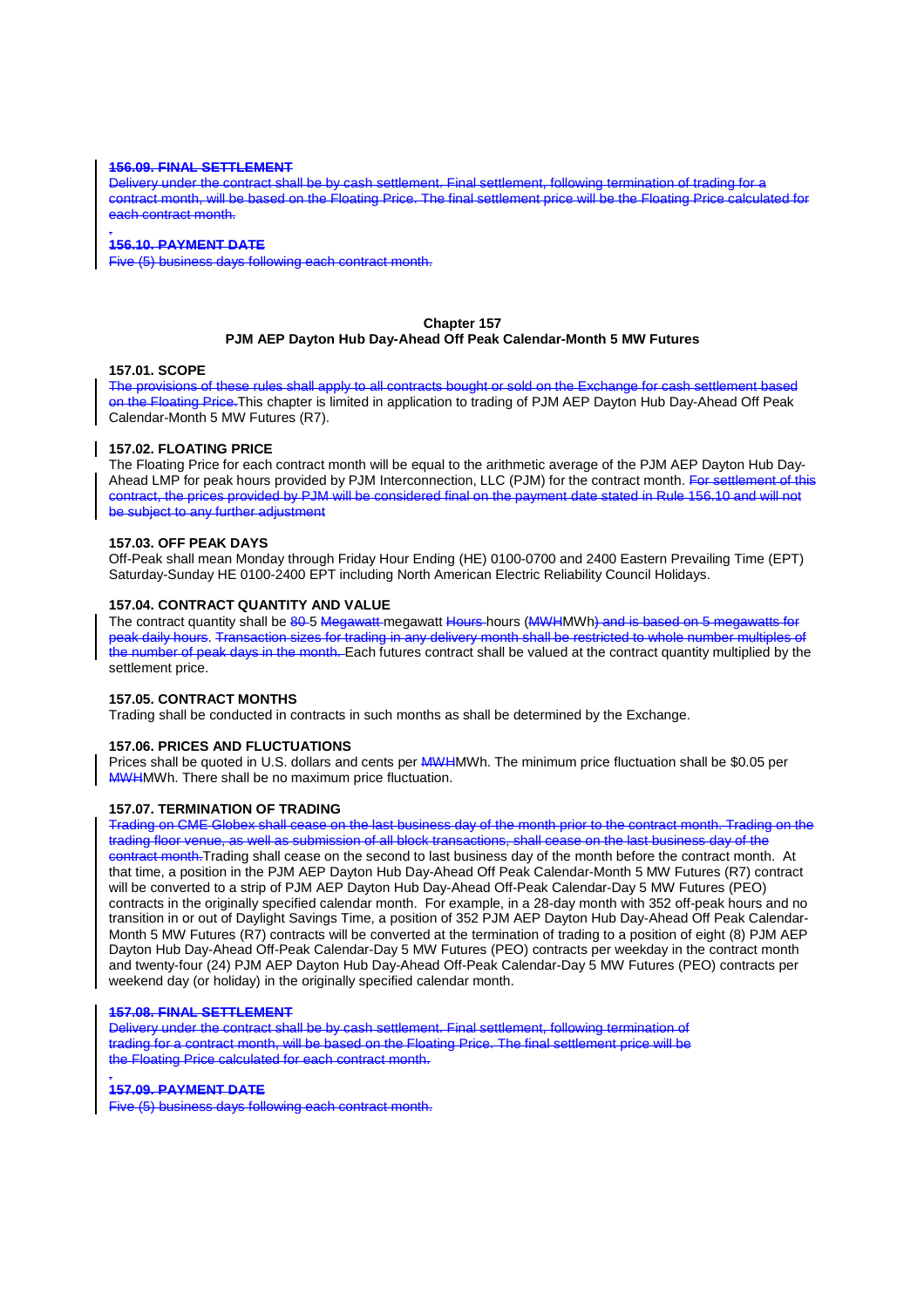**~~156.09. FINAL SETTLEMENT~~**
~~Delivery under the contract shall be by cash settlement. Final settlement, following termination of trading for a contract month, will be based on the Floating Price. The final settlement price will be the Floating Price calculated for each contract month.~~

**~~156.10. PAYMENT DATE~~**
~~Five (5) business days following each contract month.~~

**Chapter 157**
**PJM AEP Dayton Hub Day-Ahead Off Peak Calendar-Month 5 MW Futures**

**157.01. SCOPE**
~~The provisions of these rules shall apply to all contracts bought or sold on the Exchange for cash settlement based on the Floating Price.~~This chapter is limited in application to trading of PJM AEP Dayton Hub Day-Ahead Off Peak Calendar-Month 5 MW Futures (R7).

**157.02. FLOATING PRICE**
The Floating Price for each contract month will be equal to the arithmetic average of the PJM AEP Dayton Hub Day-Ahead LMP for peak hours provided by PJM Interconnection, LLC (PJM) for the contract month. ~~For settlement of this contract, the prices provided by PJM will be considered final on the payment date stated in Rule 156.10 and will not be subject to any further adjustment~~

**157.03. OFF PEAK DAYS**
Off-Peak shall mean Monday through Friday Hour Ending (HE) 0100-0700 and 2400 Eastern Prevailing Time (EPT) Saturday-Sunday HE 0100-2400 EPT including North American Electric Reliability Council Holidays.

**157.04. CONTRACT QUANTITY AND VALUE**
The contract quantity shall be ~~80~~ 5 ~~Megawatt~~ megawatt ~~Hours~~ hours (~~MWH~~MWh~~) and is based on 5 megawatts for peak daily hours~~. ~~Transaction sizes for trading in any delivery month shall be restricted to whole number multiples of the number of peak days in the month.~~ Each futures contract shall be valued at the contract quantity multiplied by the settlement price.

**157.05. CONTRACT MONTHS**
Trading shall be conducted in contracts in such months as shall be determined by the Exchange.

**157.06. PRICES AND FLUCTUATIONS**
Prices shall be quoted in U.S. dollars and cents per ~~MWH~~MWh. The minimum price fluctuation shall be $0.05 per ~~MWH~~MWh. There shall be no maximum price fluctuation.

**157.07. TERMINATION OF TRADING**
~~Trading on CME Globex shall cease on the last business day of the month prior to the contract month. Trading on the trading floor venue, as well as submission of all block transactions, shall cease on the last business day of the contract month.~~Trading shall cease on the second to last business day of the month before the contract month. At that time, a position in the PJM AEP Dayton Hub Day-Ahead Off Peak Calendar-Month 5 MW Futures (R7) contract will be converted to a strip of PJM AEP Dayton Hub Day-Ahead Off-Peak Calendar-Day 5 MW Futures (PEO) contracts in the originally specified calendar month. For example, in a 28-day month with 352 off-peak hours and no transition in or out of Daylight Savings Time, a position of 352 PJM AEP Dayton Hub Day-Ahead Off Peak Calendar-Month 5 MW Futures (R7) contracts will be converted at the termination of trading to a position of eight (8) PJM AEP Dayton Hub Day-Ahead Off-Peak Calendar-Day 5 MW Futures (PEO) contracts per weekday in the contract month and twenty-four (24) PJM AEP Dayton Hub Day-Ahead Off-Peak Calendar-Day 5 MW Futures (PEO) contracts per weekend day (or holiday) in the originally specified calendar month.

**~~157.08. FINAL SETTLEMENT~~**
~~Delivery under the contract shall be by cash settlement. Final settlement, following termination of trading for a contract month, will be based on the Floating Price. The final settlement price will be the Floating Price calculated for each contract month.~~

**~~157.09. PAYMENT DATE~~**
~~Five (5) business days following each contract month.~~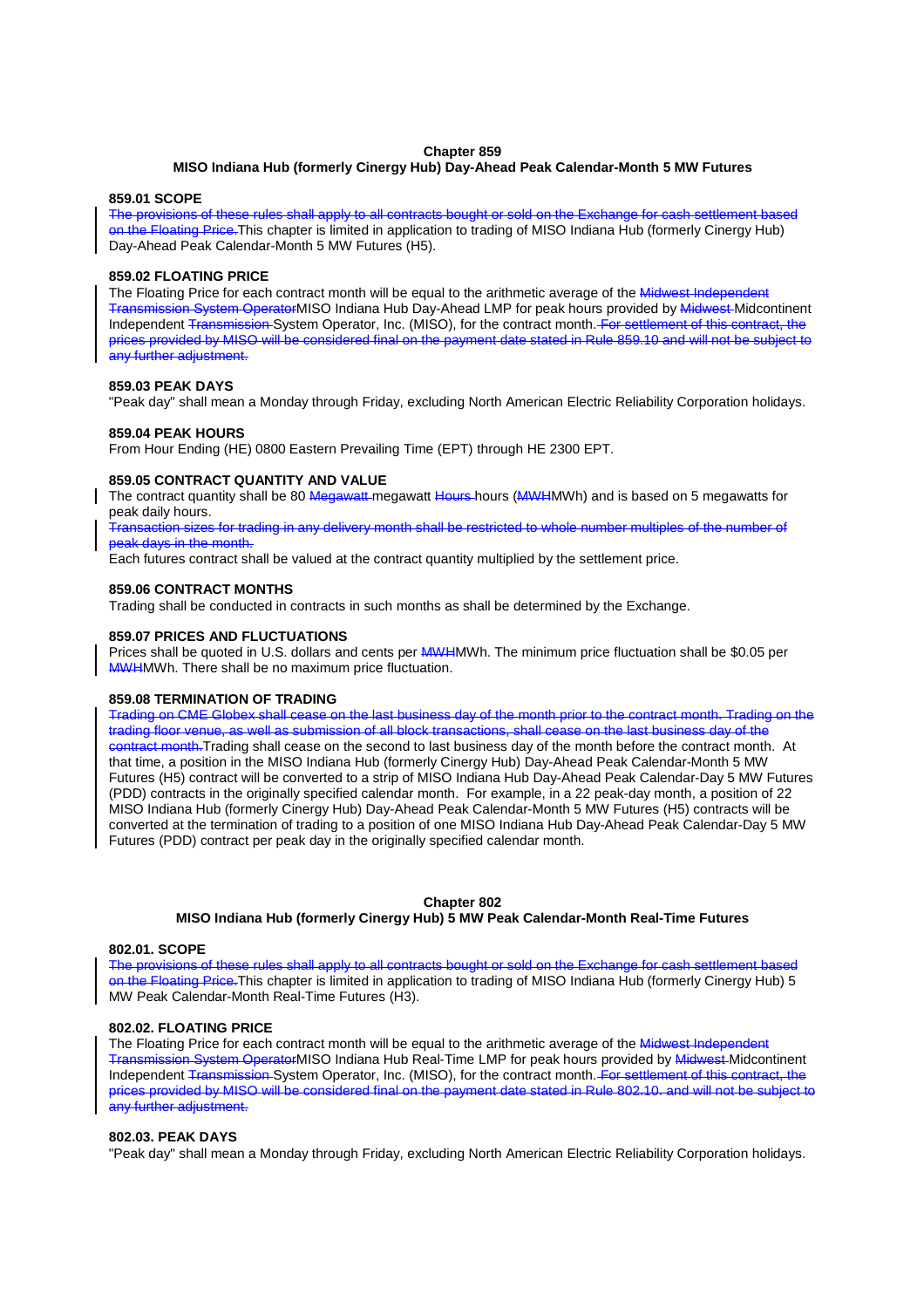# Chapter 859

## MISO Indiana Hub (formerly Cinergy Hub) Day-Ahead Peak Calendar-Month 5 MW Futures

### 859.01 SCOPE

~~The provisions of these rules shall apply to all contracts bought or sold on the Exchange for cash settlement based on the Floating Price.~~This chapter is limited in application to trading of MISO Indiana Hub (formerly Cinergy Hub) Day-Ahead Peak Calendar-Month 5 MW Futures (H5).

### 859.02 FLOATING PRICE

The Floating Price for each contract month will be equal to the arithmetic average of the ~~Midwest Independent Transmission System Operator~~MISO Indiana Hub Day-Ahead LMP for peak hours provided by ~~Midwest~~ Midcontinent Independent ~~Transmission~~ System Operator, Inc. (MISO), for the contract month. ~~For settlement of this contract, the prices provided by MISO will be considered final on the payment date stated in Rule 859.10 and will not be subject to any further adjustment.~~

### 859.03 PEAK DAYS

"Peak day" shall mean a Monday through Friday, excluding North American Electric Reliability Corporation holidays.

### 859.04 PEAK HOURS

From Hour Ending (HE) 0800 Eastern Prevailing Time (EPT) through HE 2300 EPT.

### 859.05 CONTRACT QUANTITY AND VALUE

The contract quantity shall be 80 ~~Megawatt~~ megawatt ~~Hours~~ hours (~~MWH~~MWh) and is based on 5 megawatts for peak daily hours.

~~Transaction sizes for trading in any delivery month shall be restricted to whole number multiples of the number of peak days in the month.~~

Each futures contract shall be valued at the contract quantity multiplied by the settlement price.

### 859.06 CONTRACT MONTHS

Trading shall be conducted in contracts in such months as shall be determined by the Exchange.

### 859.07 PRICES AND FLUCTUATIONS

Prices shall be quoted in U.S. dollars and cents per ~~MWH~~MWh. The minimum price fluctuation shall be $0.05 per ~~MWH~~MWh. There shall be no maximum price fluctuation.

### 859.08 TERMINATION OF TRADING

~~Trading on CME Globex shall cease on the last business day of the month prior to the contract month. Trading on the trading floor venue, as well as submission of all block transactions, shall cease on the last business day of the contract month.~~Trading shall cease on the second to last business day of the month before the contract month. At that time, a position in the MISO Indiana Hub (formerly Cinergy Hub) Day-Ahead Peak Calendar-Month 5 MW Futures (H5) contract will be converted to a strip of MISO Indiana Hub Day-Ahead Peak Calendar-Day 5 MW Futures (PDD) contracts in the originally specified calendar month. For example, in a 22 peak-day month, a position of 22 MISO Indiana Hub (formerly Cinergy Hub) Day-Ahead Peak Calendar-Month 5 MW Futures (H5) contracts will be converted at the termination of trading to a position of one MISO Indiana Hub Day-Ahead Peak Calendar-Day 5 MW Futures (PDD) contract per peak day in the originally specified calendar month.

# Chapter 802

## MISO Indiana Hub (formerly Cinergy Hub) 5 MW Peak Calendar-Month Real-Time Futures

### 802.01. SCOPE

~~The provisions of these rules shall apply to all contracts bought or sold on the Exchange for cash settlement based on the Floating Price.~~This chapter is limited in application to trading of MISO Indiana Hub (formerly Cinergy Hub) 5 MW Peak Calendar-Month Real-Time Futures (H3).

### 802.02. FLOATING PRICE

The Floating Price for each contract month will be equal to the arithmetic average of the ~~Midwest Independent Transmission System Operator~~MISO Indiana Hub Real-Time LMP for peak hours provided by ~~Midwest~~ Midcontinent Independent ~~Transmission~~ System Operator, Inc. (MISO), for the contract month. ~~For settlement of this contract, the prices provided by MISO will be considered final on the payment date stated in Rule 802.10. and will not be subject to any further adjustment.~~

### 802.03. PEAK DAYS

"Peak day" shall mean a Monday through Friday, excluding North American Electric Reliability Corporation holidays.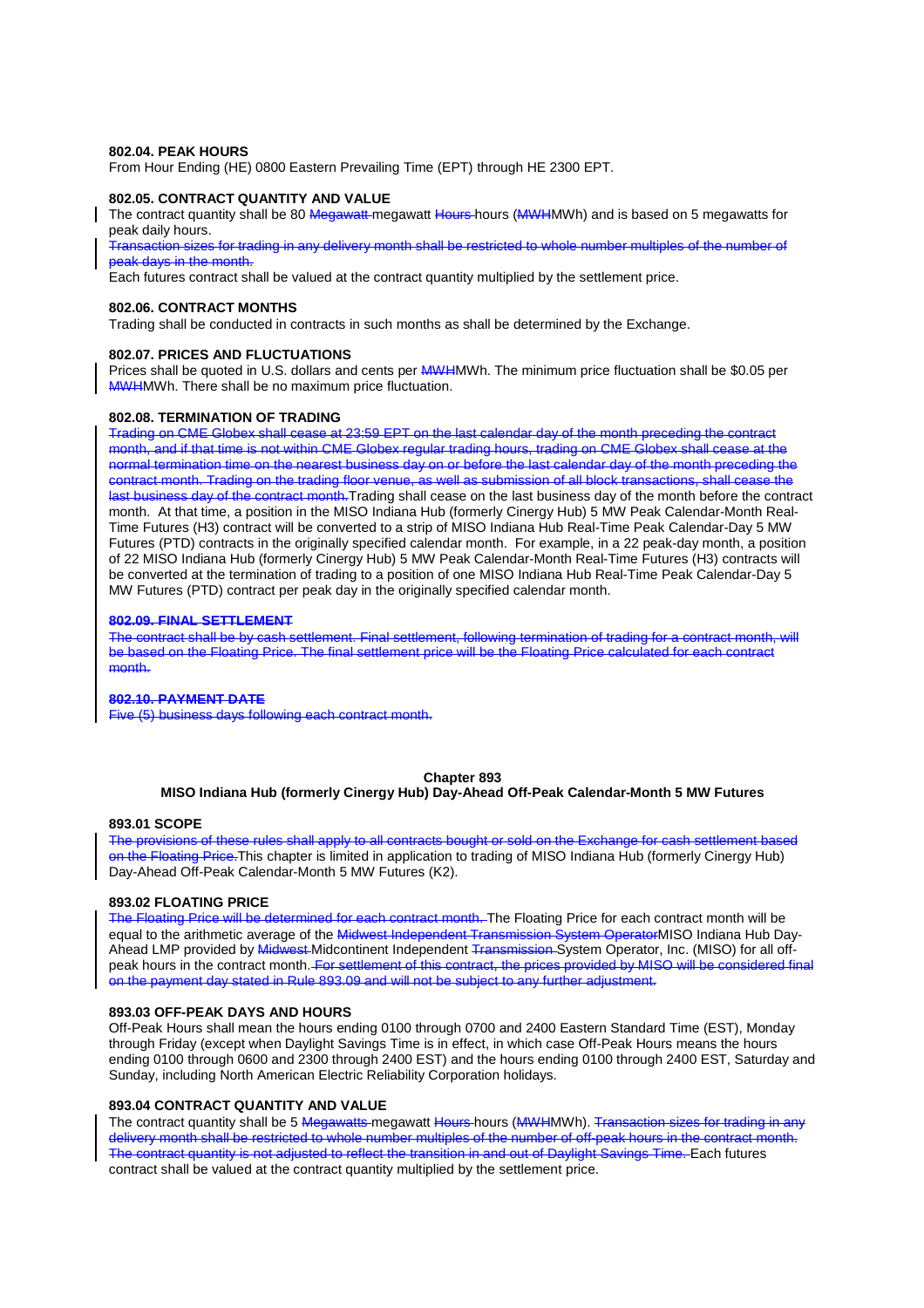**802.04. PEAK HOURS**

From Hour Ending (HE) 0800 Eastern Prevailing Time (EPT) through HE 2300 EPT.

**802.05. CONTRACT QUANTITY AND VALUE**

The contract quantity shall be 80 ~~Megawatt~~ megawatt ~~Hours~~ hours (~~MWH~~MWh) and is based on 5 megawatts for peak daily hours.

~~Transaction sizes for trading in any delivery month shall be restricted to whole number multiples of the number of peak days in the month.~~

Each futures contract shall be valued at the contract quantity multiplied by the settlement price.

**802.06. CONTRACT MONTHS**

Trading shall be conducted in contracts in such months as shall be determined by the Exchange.

**802.07. PRICES AND FLUCTUATIONS**

Prices shall be quoted in U.S. dollars and cents per ~~MWH~~MWh. The minimum price fluctuation shall be $0.05 per ~~MWH~~MWh. There shall be no maximum price fluctuation.

**802.08. TERMINATION OF TRADING**

~~Trading on CME Globex shall cease at 23:59 EPT on the last calendar day of the month preceding the contract month, and if that time is not within CME Globex regular trading hours, trading on CME Globex shall cease at the normal termination time on the nearest business day on or before the last calendar day of the month preceding the contract month. Trading on the trading floor venue, as well as submission of all block transactions, shall cease the last business day of the contract month.~~Trading shall cease on the last business day of the month before the contract month. At that time, a position in the MISO Indiana Hub (formerly Cinergy Hub) 5 MW Peak Calendar-Month Real-Time Futures (H3) contract will be converted to a strip of MISO Indiana Hub Real-Time Peak Calendar-Day 5 MW Futures (PTD) contracts in the originally specified calendar month. For example, in a 22 peak-day month, a position of 22 MISO Indiana Hub (formerly Cinergy Hub) 5 MW Peak Calendar-Month Real-Time Futures (H3) contracts will be converted at the termination of trading to a position of one MISO Indiana Hub Real-Time Peak Calendar-Day 5 MW Futures (PTD) contract per peak day in the originally specified calendar month.

~~**802.09. FINAL SETTLEMENT**~~

~~The contract shall be by cash settlement. Final settlement, following termination of trading for a contract month, will be based on the Floating Price. The final settlement price will be the Floating Price calculated for each contract month.~~

~~**802.10. PAYMENT DATE**~~

~~Five (5) business days following each contract month.~~

## Chapter 893
## MISO Indiana Hub (formerly Cinergy Hub) Day-Ahead Off-Peak Calendar-Month 5 MW Futures

**893.01 SCOPE**

~~The provisions of these rules shall apply to all contracts bought or sold on the Exchange for cash settlement based on the Floating Price.~~This chapter is limited in application to trading of MISO Indiana Hub (formerly Cinergy Hub) Day-Ahead Off-Peak Calendar-Month 5 MW Futures (K2).

**893.02 FLOATING PRICE**

~~The Floating Price will be determined for each contract month.~~ The Floating Price for each contract month will be equal to the arithmetic average of the ~~Midwest Independent Transmission System Operator~~MISO Indiana Hub Day-Ahead LMP provided by ~~Midwest~~ Midcontinent Independent ~~Transmission~~ System Operator, Inc. (MISO) for all off-peak hours in the contract month. ~~For settlement of this contract, the prices provided by MISO will be considered final on the payment day stated in Rule 893.09 and will not be subject to any further adjustment.~~

**893.03 OFF-PEAK DAYS AND HOURS**

Off-Peak Hours shall mean the hours ending 0100 through 0700 and 2400 Eastern Standard Time (EST), Monday through Friday (except when Daylight Savings Time is in effect, in which case Off-Peak Hours means the hours ending 0100 through 0600 and 2300 through 2400 EST) and the hours ending 0100 through 2400 EST, Saturday and Sunday, including North American Electric Reliability Corporation holidays.

**893.04 CONTRACT QUANTITY AND VALUE**

The contract quantity shall be 5 ~~Megawatts~~ megawatt ~~Hours~~ hours (~~MWH~~MWh). ~~Transaction sizes for trading in any delivery month shall be restricted to whole number multiples of the number of off-peak hours in the contract month. The contract quantity is not adjusted to reflect the transition in and out of Daylight Savings Time.~~ Each futures contract shall be valued at the contract quantity multiplied by the settlement price.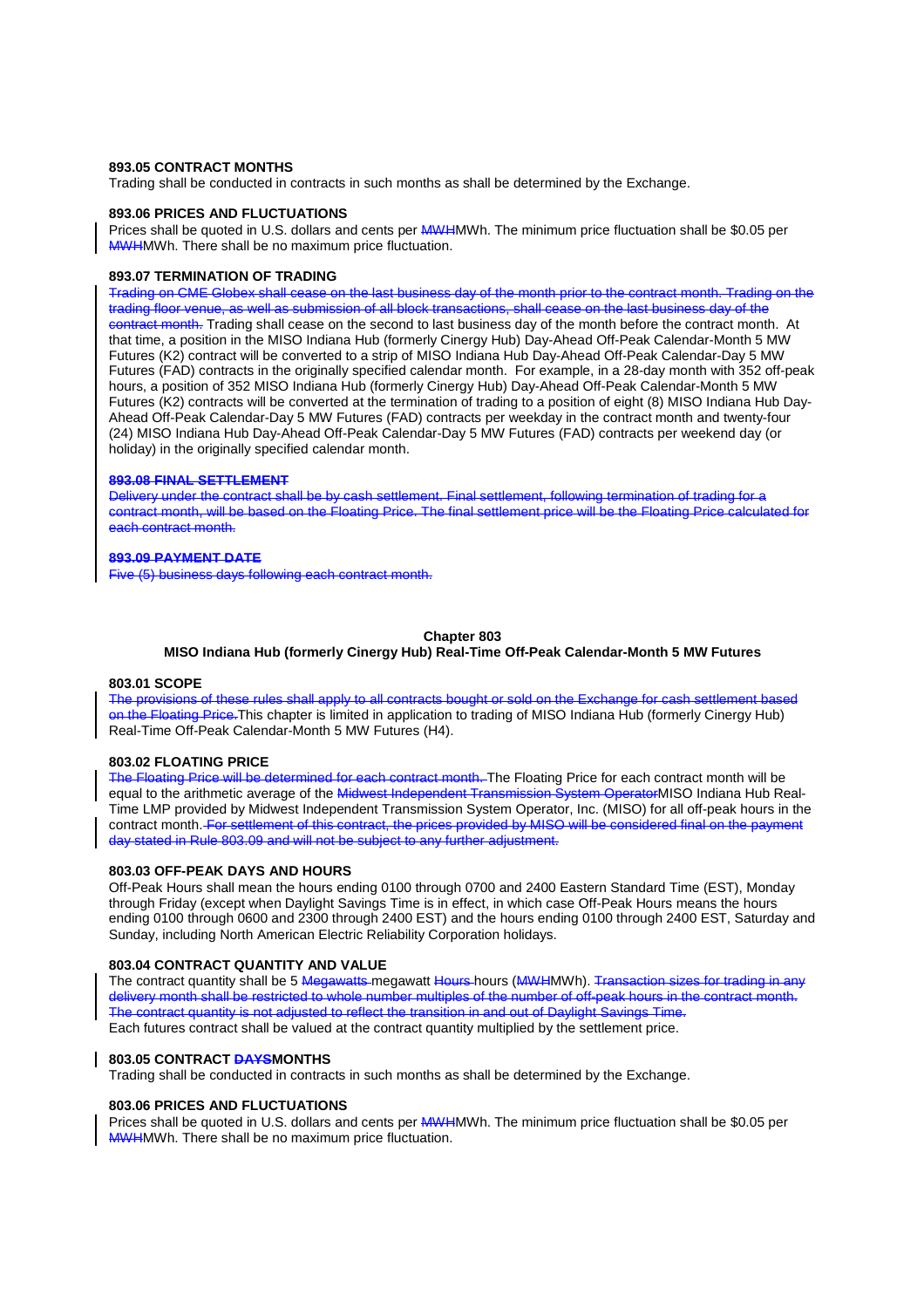**893.05 CONTRACT MONTHS**

Trading shall be conducted in contracts in such months as shall be determined by the Exchange.

**893.06 PRICES AND FLUCTUATIONS**

Prices shall be quoted in U.S. dollars and cents per ~~MWH~~MWh. The minimum price fluctuation shall be $0.05 per ~~MWH~~MWh. There shall be no maximum price fluctuation.

**893.07 TERMINATION OF TRADING**

~~Trading on CME Globex shall cease on the last business day of the month prior to the contract month. Trading on the trading floor venue, as well as submission of all block transactions, shall cease on the last business day of the contract month.~~ Trading shall cease on the second to last business day of the month before the contract month. At that time, a position in the MISO Indiana Hub (formerly Cinergy Hub) Day-Ahead Off-Peak Calendar-Month 5 MW Futures (K2) contract will be converted to a strip of MISO Indiana Hub Day-Ahead Off-Peak Calendar-Day 5 MW Futures (FAD) contracts in the originally specified calendar month. For example, in a 28-day month with 352 off-peak hours, a position of 352 MISO Indiana Hub (formerly Cinergy Hub) Day-Ahead Off-Peak Calendar-Month 5 MW Futures (K2) contracts will be converted at the termination of trading to a position of eight (8) MISO Indiana Hub Day-Ahead Off-Peak Calendar-Day 5 MW Futures (FAD) contracts per weekday in the contract month and twenty-four (24) MISO Indiana Hub Day-Ahead Off-Peak Calendar-Day 5 MW Futures (FAD) contracts per weekend day (or holiday) in the originally specified calendar month.

~~**893.08 FINAL SETTLEMENT**~~

~~Delivery under the contract shall be by cash settlement. Final settlement, following termination of trading for a contract month, will be based on the Floating Price. The final settlement price will be the Floating Price calculated for each contract month.~~

~~**893.09 PAYMENT DATE**~~

~~Five (5) business days following each contract month.~~

## Chapter 803
## MISO Indiana Hub (formerly Cinergy Hub) Real-Time Off-Peak Calendar-Month 5 MW Futures

**803.01 SCOPE**

~~The provisions of these rules shall apply to all contracts bought or sold on the Exchange for cash settlement based on the Floating Price.~~This chapter is limited in application to trading of MISO Indiana Hub (formerly Cinergy Hub) Real-Time Off-Peak Calendar-Month 5 MW Futures (H4).

**803.02 FLOATING PRICE**

~~The Floating Price will be determined for each contract month.~~ The Floating Price for each contract month will be equal to the arithmetic average of the ~~Midwest Independent Transmission System Operator~~MISO Indiana Hub Real-Time LMP provided by Midwest Independent Transmission System Operator, Inc. (MISO) for all off-peak hours in the contract month. ~~For settlement of this contract, the prices provided by MISO will be considered final on the payment day stated in Rule 803.09 and will not be subject to any further adjustment.~~

**803.03 OFF-PEAK DAYS AND HOURS**

Off-Peak Hours shall mean the hours ending 0100 through 0700 and 2400 Eastern Standard Time (EST), Monday through Friday (except when Daylight Savings Time is in effect, in which case Off-Peak Hours means the hours ending 0100 through 0600 and 2300 through 2400 EST) and the hours ending 0100 through 2400 EST, Saturday and Sunday, including North American Electric Reliability Corporation holidays.

**803.04 CONTRACT QUANTITY AND VALUE**

The contract quantity shall be 5 ~~Megawatts~~ megawatt ~~Hours~~ hours (~~MWH~~MWh). ~~Transaction sizes for trading in any delivery month shall be restricted to whole number multiples of the number of off-peak hours in the contract month. The contract quantity is not adjusted to reflect the transition in and out of Daylight Savings Time.~~
Each futures contract shall be valued at the contract quantity multiplied by the settlement price.

**803.05 CONTRACT ~~DAYS~~MONTHS**

Trading shall be conducted in contracts in such months as shall be determined by the Exchange.

**803.06 PRICES AND FLUCTUATIONS**

Prices shall be quoted in U.S. dollars and cents per ~~MWH~~MWh. The minimum price fluctuation shall be $0.05 per ~~MWH~~MWh. There shall be no maximum price fluctuation.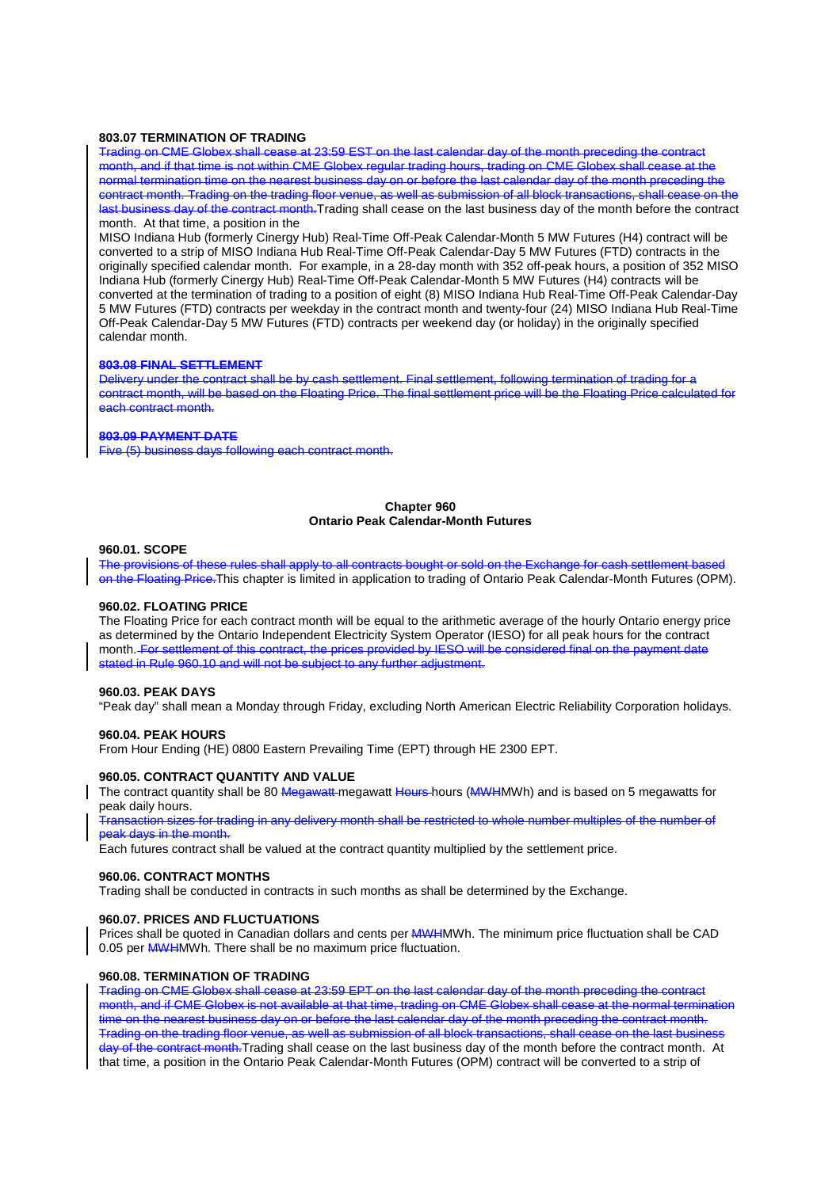**803.07 TERMINATION OF TRADING**

~~Trading on CME Globex shall cease at 23:59 EST on the last calendar day of the month preceding the contract month, and if that time is not within CME Globex regular trading hours, trading on CME Globex shall cease at the normal termination time on the nearest business day on or before the last calendar day of the month preceding the contract month. Trading on the trading floor venue, as well as submission of all block transactions, shall cease on the last business day of the contract month.~~Trading shall cease on the last business day of the month before the contract month. At that time, a position in the MISO Indiana Hub (formerly Cinergy Hub) Real-Time Off-Peak Calendar-Month 5 MW Futures (H4) contract will be converted to a strip of MISO Indiana Hub Real-Time Off-Peak Calendar-Day 5 MW Futures (FTD) contracts in the originally specified calendar month. For example, in a 28-day month with 352 off-peak hours, a position of 352 MISO Indiana Hub (formerly Cinergy Hub) Real-Time Off-Peak Calendar-Month 5 MW Futures (H4) contracts will be converted at the termination of trading to a position of eight (8) MISO Indiana Hub Real-Time Off-Peak Calendar-Day 5 MW Futures (FTD) contracts per weekday in the contract month and twenty-four (24) MISO Indiana Hub Real-Time Off-Peak Calendar-Day 5 MW Futures (FTD) contracts per weekend day (or holiday) in the originally specified calendar month.

~~**803.08 FINAL SETTLEMENT**~~

~~Delivery under the contract shall be by cash settlement. Final settlement, following termination of trading for a contract month, will be based on the Floating Price. The final settlement price will be the Floating Price calculated for each contract month.~~

~~**803.09 PAYMENT DATE**~~

~~Five (5) business days following each contract month.~~

## Chapter 960
## Ontario Peak Calendar-Month Futures

**960.01. SCOPE**

~~The provisions of these rules shall apply to all contracts bought or sold on the Exchange for cash settlement based on the Floating Price.~~This chapter is limited in application to trading of Ontario Peak Calendar-Month Futures (OPM).

**960.02. FLOATING PRICE**

The Floating Price for each contract month will be equal to the arithmetic average of the hourly Ontario energy price as determined by the Ontario Independent Electricity System Operator (IESO) for all peak hours for the contract month.~~ For settlement of this contract, the prices provided by IESO will be considered final on the payment date stated in Rule 960.10 and will not be subject to any further adjustment.~~

**960.03. PEAK DAYS**

"Peak day" shall mean a Monday through Friday, excluding North American Electric Reliability Corporation holidays.

**960.04. PEAK HOURS**

From Hour Ending (HE) 0800 Eastern Prevailing Time (EPT) through HE 2300 EPT.

**960.05. CONTRACT QUANTITY AND VALUE**

The contract quantity shall be 80 ~~Megawatt~~ megawatt ~~Hours~~ hours (~~MWH~~MWh) and is based on 5 megawatts for peak daily hours.

~~Transaction sizes for trading in any delivery month shall be restricted to whole number multiples of the number of peak days in the month.~~

Each futures contract shall be valued at the contract quantity multiplied by the settlement price.

**960.06. CONTRACT MONTHS**

Trading shall be conducted in contracts in such months as shall be determined by the Exchange.

**960.07. PRICES AND FLUCTUATIONS**

Prices shall be quoted in Canadian dollars and cents per ~~MWH~~MWh. The minimum price fluctuation shall be CAD 0.05 per ~~MWH~~MWh. There shall be no maximum price fluctuation.

**960.08. TERMINATION OF TRADING**

~~Trading on CME Globex shall cease at 23:59 EPT on the last calendar day of the month preceding the contract month, and if CME Globex is not available at that time, trading on CME Globex shall cease at the normal termination time on the nearest business day on or before the last calendar day of the month preceding the contract month. Trading on the trading floor venue, as well as submission of all block transactions, shall cease on the last business day of the contract month.~~Trading shall cease on the last business day of the month before the contract month. At that time, a position in the Ontario Peak Calendar-Month Futures (OPM) contract will be converted to a strip of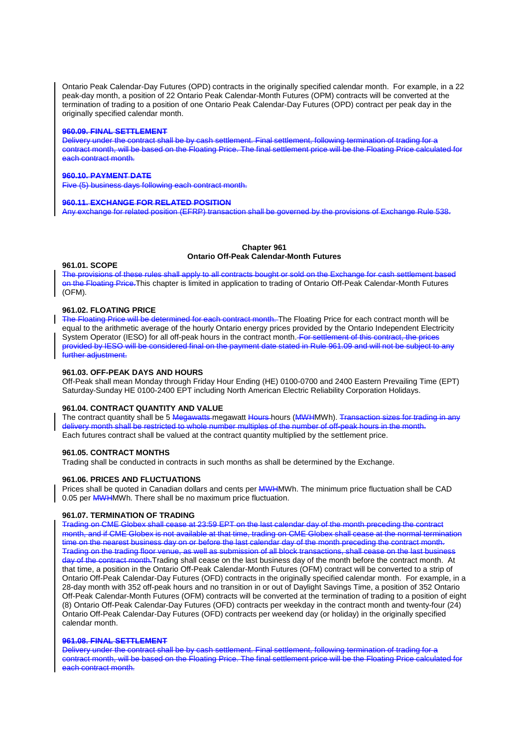Ontario Peak Calendar-Day Futures (OPD) contracts in the originally specified calendar month. For example, in a 22 peak-day month, a position of 22 Ontario Peak Calendar-Month Futures (OPM) contracts will be converted at the termination of trading to a position of one Ontario Peak Calendar-Day Futures (OPD) contract per peak day in the originally specified calendar month.

~~**960.09. FINAL SETTLEMENT**~~
~~Delivery under the contract shall be by cash settlement. Final settlement, following termination of trading for a contract month, will be based on the Floating Price. The final settlement price will be the Floating Price calculated for each contract month.~~

~~**960.10. PAYMENT DATE**~~
~~Five (5) business days following each contract month.~~

~~**960.11. EXCHANGE FOR RELATED POSITION**~~
~~Any exchange for related position (EFRP) transaction shall be governed by the provisions of Exchange Rule 538.~~

## Chapter 961
## Ontario Off-Peak Calendar-Month Futures

**961.01. SCOPE**
~~The provisions of these rules shall apply to all contracts bought or sold on the Exchange for cash settlement based on the Floating Price.~~This chapter is limited in application to trading of Ontario Off-Peak Calendar-Month Futures (OFM).

**961.02. FLOATING PRICE**
~~The Floating Price will be determined for each contract month.~~ The Floating Price for each contract month will be equal to the arithmetic average of the hourly Ontario energy prices provided by the Ontario Independent Electricity System Operator (IESO) for all off-peak hours in the contract month.~~ For settlement of this contract, the prices provided by IESO will be considered final on the payment date stated in Rule 961.09 and will not be subject to any further adjustment.~~

**961.03. OFF-PEAK DAYS AND HOURS**
Off-Peak shall mean Monday through Friday Hour Ending (HE) 0100-0700 and 2400 Eastern Prevailing Time (EPT) Saturday-Sunday HE 0100-2400 EPT including North American Electric Reliability Corporation Holidays.

**961.04. CONTRACT QUANTITY AND VALUE**
The contract quantity shall be 5 ~~Megawatts~~ megawatt ~~Hours~~ hours (~~MWH~~MWh). ~~Transaction sizes for trading in any delivery month shall be restricted to whole number multiples of the number of off-peak hours in the month.~~
Each futures contract shall be valued at the contract quantity multiplied by the settlement price.

**961.05. CONTRACT MONTHS**
Trading shall be conducted in contracts in such months as shall be determined by the Exchange.

**961.06. PRICES AND FLUCTUATIONS**
Prices shall be quoted in Canadian dollars and cents per ~~MWH~~MWh. The minimum price fluctuation shall be CAD 0.05 per ~~MWH~~MWh. There shall be no maximum price fluctuation.

**961.07. TERMINATION OF TRADING**
~~Trading on CME Globex shall cease at 23:59 EPT on the last calendar day of the month preceding the contract month, and if CME Globex is not available at that time, trading on CME Globex shall cease at the normal termination time on the nearest business day on or before the last calendar day of the month preceding the contract month. Trading on the trading floor venue, as well as submission of all block transactions, shall cease on the last business day of the contract month.~~Trading shall cease on the last business day of the month before the contract month. At that time, a position in the Ontario Off-Peak Calendar-Month Futures (OFM) contract will be converted to a strip of Ontario Off-Peak Calendar-Day Futures (OFD) contracts in the originally specified calendar month. For example, in a 28-day month with 352 off-peak hours and no transition in or out of Daylight Savings Time, a position of 352 Ontario Off-Peak Calendar-Month Futures (OFM) contracts will be converted at the termination of trading to a position of eight (8) Ontario Off-Peak Calendar-Day Futures (OFD) contracts per weekday in the contract month and twenty-four (24) Ontario Off-Peak Calendar-Day Futures (OFD) contracts per weekend day (or holiday) in the originally specified calendar month.

~~**961.08. FINAL SETTLEMENT**~~
~~Delivery under the contract shall be by cash settlement. Final settlement, following termination of trading for a contract month, will be based on the Floating Price. The final settlement price will be the Floating Price calculated for each contract month.~~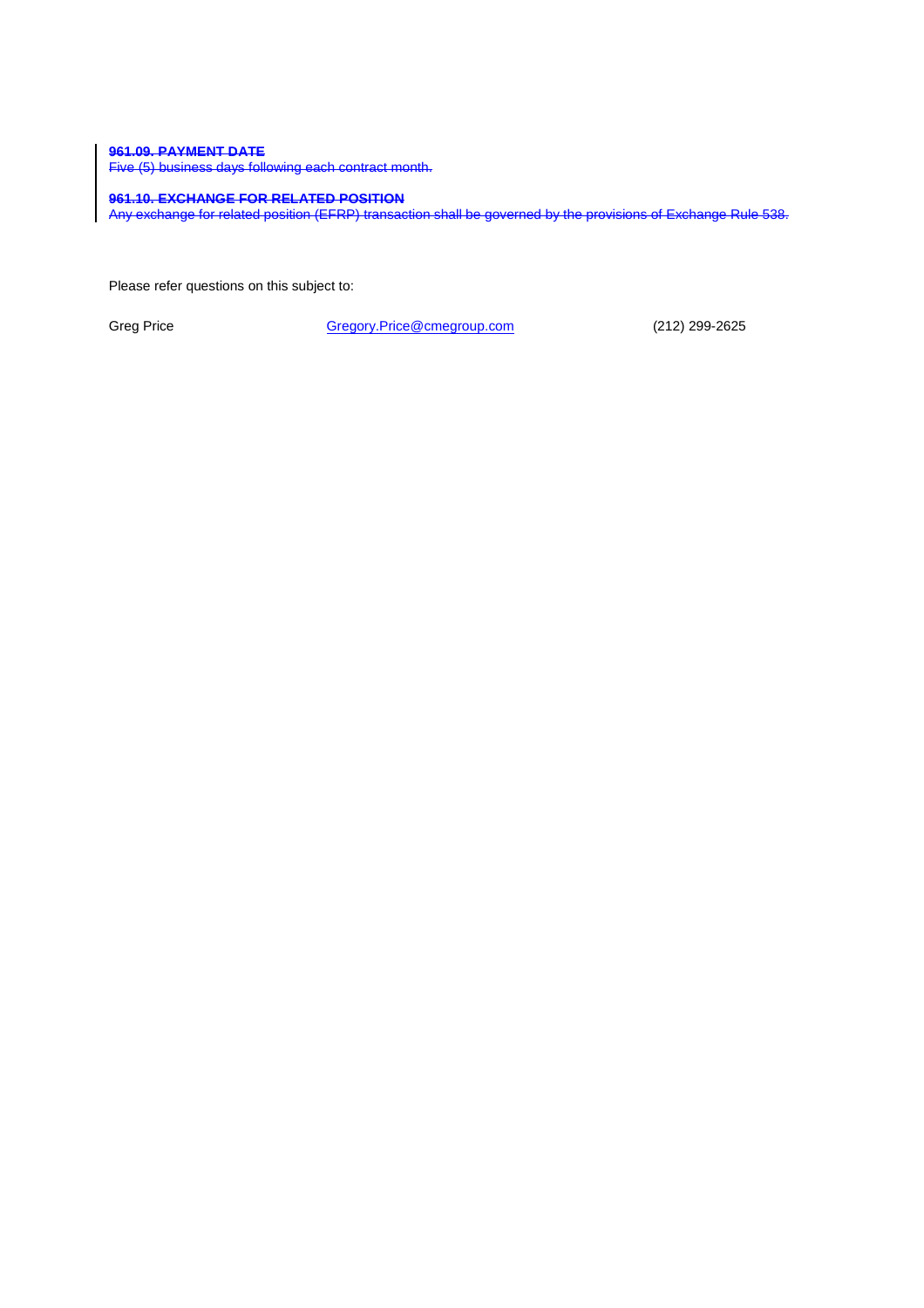~~**961.09. PAYMENT DATE**~~
~~Five (5) business days following each contract month.~~

~~**961.10. EXCHANGE FOR RELATED POSITION**~~
~~Any exchange for related position (EFRP) transaction shall be governed by the provisions of Exchange Rule 538.~~

Please refer questions on this subject to:

| | | |
|---|---|---|
| Greg Price | Gregory.Price@cmegroup.com | (212) 299-2625 |